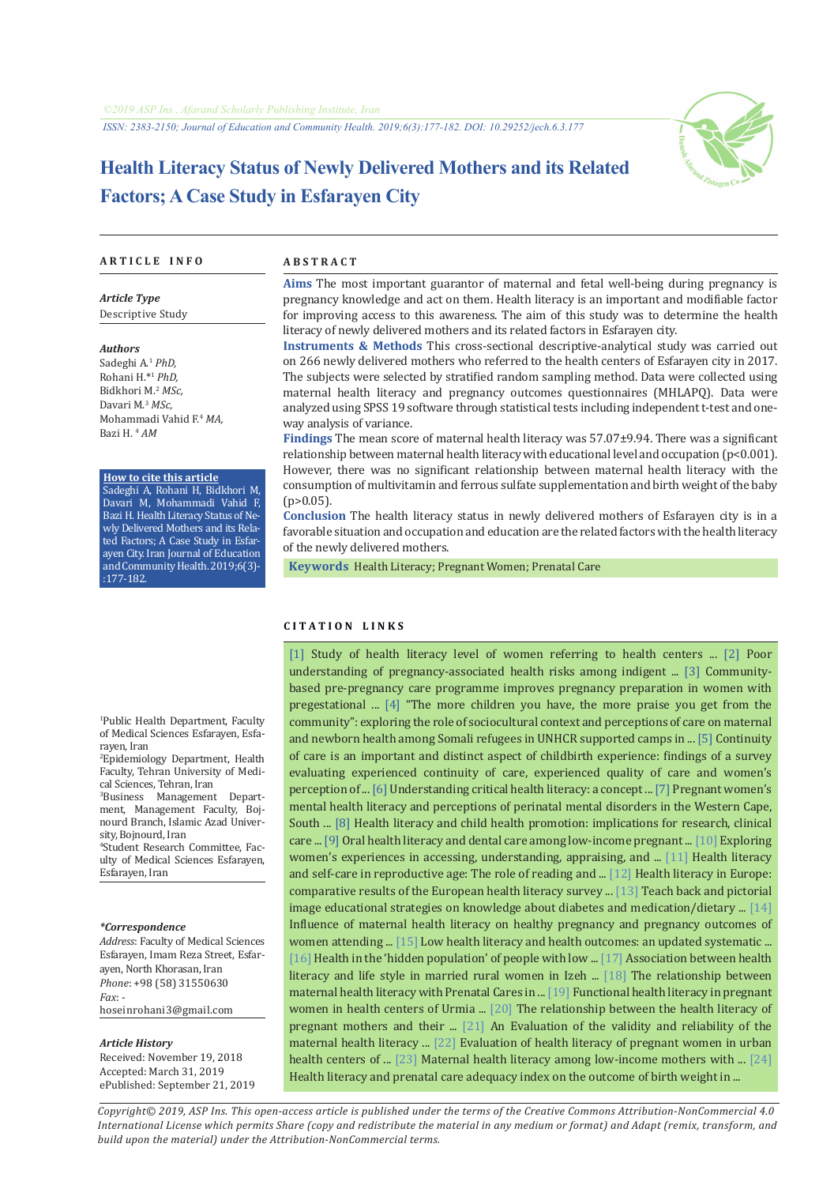# Health Literacy Status of Newly Delivered Mothers and its Related Factors; A Case Study in Esfarayen City

## ARTICLE INFO

### Article Type
Descriptive Study

### Authors
Sadeghi A.[1] *PhD,*
Rohani H.*[1] *PhD,*
Bidkhori M.[2] *MSc,*
Davari M.[3] *MSc,*
Mohammadi Vahid F.[4] *MA,*
Bazi H.[4] *AM*

**How to cite this article**
Sadeghi A, Rohani H, Bidkhori M, Davari M, Mohammadi Vahid F, Bazi H. Health Literacy Status of Newly Delivered Mothers and its Related Factors; A Case Study in Esfarayen City. Iran Journal of Education and Community Health. 2019;6(3):177-182.

[1]Public Health Department, Faculty of Medical Sciences Esfarayen, Esfarayen, Iran
[2]Epidemiology Department, Health Faculty, Tehran University of Medical Sciences, Tehran, Iran
[3]Business Management Department, Management Faculty, Bojnourd Branch, Islamic Azad University, Bojnourd, Iran
[4]Student Research Committee, Faculty of Medical Sciences Esfarayen, Esfarayen, Iran

### *Correspondence
*Address*: Faculty of Medical Sciences Esfarayen, Imam Reza Street, Esfarayen, North Khorasan, Iran
*Phone*: +98 (58) 31550630
*Fax*: -
hoseinrohani3@gmail.com

### Article History
Received: November 19, 2018
Accepted: March 31, 2019
ePublished: September 21, 2019

## ABSTRACT

**Aims** The most important guarantor of maternal and fetal well-being during pregnancy is pregnancy knowledge and act on them. Health literacy is an important and modifiable factor for improving access to this awareness. The aim of this study was to determine the health literacy of newly delivered mothers and its related factors in Esfarayen city.

**Instruments & Methods** This cross-sectional descriptive-analytical study was carried out on 266 newly delivered mothers who referred to the health centers of Esfarayen city in 2017. The subjects were selected by stratified random sampling method. Data were collected using maternal health literacy and pregnancy outcomes questionnaires (MHLAPQ). Data were analyzed using SPSS 19 software through statistical tests including independent t-test and one-way analysis of variance.

**Findings** The mean score of maternal health literacy was 57.07±9.94. There was a significant relationship between maternal health literacy with educational level and occupation ($p<0.001$). However, there was no significant relationship between maternal health literacy and the consumption of multivitamin and ferrous sulfate supplementation and birth weight of the baby ($p>0.05$).

**Conclusion** The health literacy status in newly delivered mothers of Esfarayen city is in a favorable situation and occupation and education are the related factors with the health literacy of the newly delivered mothers.

**Keywords** Health Literacy; Pregnant Women; Prenatal Care

## CITATION LINKS

[1] Study of health literacy level of women referring to health centers ... [2] Poor understanding of pregnancy-associated health risks among indigent ... [3] Community-based pre-pregnancy care programme improves pregnancy preparation in women with pregestational ... [4] "The more children you have, the more praise you get from the community": exploring the role of sociocultural context and perceptions of care on maternal and newborn health among Somali refugees in UNHCR supported camps in ... [5] Continuity of care is an important and distinct aspect of childbirth experience: findings of a survey evaluating experienced continuity of care, experienced quality of care and women's perception of ... [6] Understanding critical health literacy: a concept ... [7] Pregnant women's mental health literacy and perceptions of perinatal mental disorders in the Western Cape, South ... [8] Health literacy and child health promotion: implications for research, clinical care ... [9] Oral health literacy and dental care among low-income pregnant ... [10] Exploring women's experiences in accessing, understanding, appraising, and ... [11] Health literacy and self-care in reproductive age: The role of reading and ... [12] Health literacy in Europe: comparative results of the European health literacy survey ... [13] Teach back and pictorial image educational strategies on knowledge about diabetes and medication/dietary ... [14] Influence of maternal health literacy on healthy pregnancy and pregnancy outcomes of women attending ... [15] Low health literacy and health outcomes: an updated systematic ... [16] Health in the 'hidden population' of people with low ... [17] Association between health literacy and life style in married rural women in Izeh ... [18] The relationship between maternal health literacy with Prenatal Cares in ... [19] Functional health literacy in pregnant women in health centers of Urmia ... [20] The relationship between the health literacy of pregnant mothers and their ... [21] An Evaluation of the validity and reliability of the maternal health literacy ... [22] Evaluation of health literacy of pregnant women in urban health centers of ... [23] Maternal health literacy among low-income mothers with ... [24] Health literacy and prenatal care adequacy index on the outcome of birth weight in ...

*Copyright© 2019, ASP Ins. This open-access article is published under the terms of the Creative Commons Attribution-NonCommercial 4.0 International License which permits Share (copy and redistribute the material in any medium or format) and Adapt (remix, transform, and build upon the material) under the Attribution-NonCommercial terms.*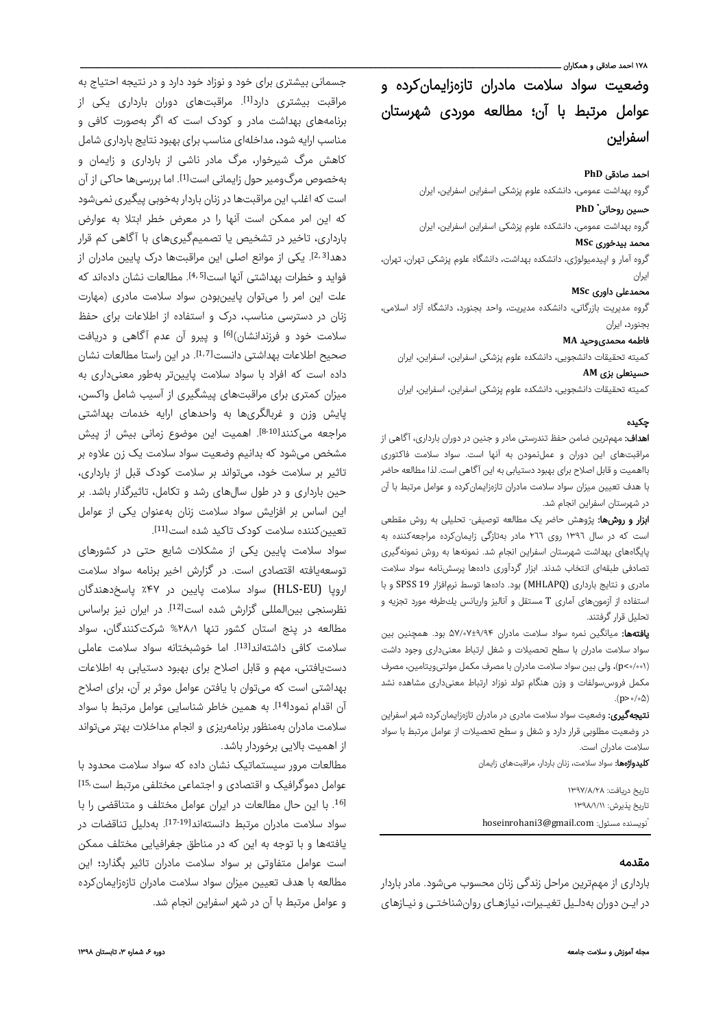# وضعیت سواد سلامت مادران تازه‌زایمان‌کرده و عوامل مرتبط با آن؛ مطالعه موردی شهرستان اسفراین

**احمد صادقی PhD**

گروه بهداشت عمومی، دانشکده علوم پزشکی اسفراین اسفراین، ایران

**حسین روحانی\* PhD**

گروه بهداشت عمومی، دانشکده علوم پزشکی اسفراین اسفراین، ایران

**محمد بیدخوری MSc**

گروه آمار و اپیدمیولوژی، دانشکده بهداشت، دانشگاه علوم پزشکی تهران، تهران، ایران

**محمدعلی داوری MSc**

گروه مدیریت بازرگانی، دانشکده مدیریت، واحد بجنورد، دانشگاه آزاد اسلامی، بجنورد، ایران

**فاطمه محمدی‌وحید MA**

کمیته تحقیقات دانشجویی، دانشکده علوم پزشکی اسفراین، اسفراین، ایران

**حسینعلی بزی AM**

کمیته تحقیقات دانشجویی، دانشکده علوم پزشکی اسفراین، اسفراین، ایران

## چکیده

**اهداف:** مهم‌ترین ضامن حفظ تندرستی مادر و جنین در دوران بارداری، آگاهی از مراقبت‌های این دوران و عمل‌نمودن به آنها است. سواد سلامت فاکتوری بااهمیت و قابل اصلاح برای بهبود دستیابی به این آگاهی است. لذا مطالعه حاضر با هدف تعیین میزان سواد سلامت مادران تازه‌زایمان‌کرده و عوامل مرتبط با آن در شهرستان اسفراین انجام شد.

**ابزار و روش‌ها:** پژوهش حاضر یک مطالعه توصیفی- تحلیلی به روش مقطعی است که در سال ۱۳۹۶ روی ۲۶۶ مادر به‌تازگی زایمان‌کرده مراجعه‌کننده به پایگاه‌های بهداشت شهرستان اسفراین انجام شد. نمونه‌ها به روش نمونه‌گیری تصادفی طبقه‌ای انتخاب شدند. ابزار گردآوری داده‌ها پرسش‌نامه سواد سلامت مادری و نتایج بارداری (MHLAPQ) بود. داده‌ها توسط نرم‌افزار SPSS 19 و با استفاده از آزمون‌های آماری T مستقل و آنالیز واریانس یک‌طرفه مورد تجزیه و تحلیل قرار گرفتند.

**یافته‌ها:** میانگین نمره سواد سلامت مادران ۵۷/۰۷±۹/۹۴ بود. همچنین بین سواد سلامت مادران با سطح تحصیلات و شغل ارتباط معنی‌داری وجود داشت (p<۰/۰۰۱)، ولی بین سواد سلامت مادران با مصرف مکمل مولتی‌ویتامین، مصرف مکمل فروس‌سولفات و وزن هنگام تولد نوزاد ارتباط معنی‌داری مشاهده نشد (p>۰/۰۵).

**نتیجه‌گیری:** وضعیت سواد سلامت مادری در مادران تازه‌زایمان‌کرده شهر اسفراین در وضعیت مطلوبی قرار دارد و شغل و سطح تحصیلات از عوامل مرتبط با سواد سلامت مادران است.

**کلیدواژه‌ها:** سواد سلامت، زنان باردار، مراقبت‌های زایمان

تاریخ دریافت: ۱۳۹۷/۸/۲۸
تاریخ پذیرش: ۱۳۹۸/۱/۱۱
\*نویسنده مسئول: hoseinrohani3@gmail.com

## مقدمه

بارداری از مهم‌ترین مراحل زندگی زنان محسوب می‌شود. مادر باردار در این دوران به‌دلیل تغییرات، نیازهای روان‌شناختی و نیازهای جسمانی بیشتری برای خود و نوزاد خود دارد و در نتیجه احتیاج به مراقبت بیشتری دارد[1]. مراقبت‌های دوران بارداری یکی از برنامه‌های بهداشت مادر و کودک است که اگر به‌صورت کافی و مناسب ارایه شود، مداخله‌ای مناسب برای بهبود نتایج بارداری شامل کاهش مرگ شیرخوار، مرگ مادر ناشی از بارداری و زایمان و به‌خصوص مرگ‌ومیر حول زایمانی است[1]. اما بررسی‌ها حاکی از آن است که اغلب این مراقبت‌ها در زنان باردار به‌خوبی پیگیری نمی‌شود که این امر ممکن است آنها را در معرض خطر ابتلا به عوارض بارداری، تاخیر در تشخیص یا تصمیم‌گیری‌های با آگاهی کم قرار دهد[2,3]. یکی از موانع اصلی این مراقبت‌ها درک پایین مادران از فواید و خطرات بهداشتی آنها است[4,5]. مطالعات نشان داده‌اند که علت این امر را می‌توان پایین‌بودن سواد سلامت مادری (مهارت زنان در دسترسی مناسب، درک و استفاده از اطلاعات برای حفظ سلامت خود و فرزندانشان)[6] و پیرو آن عدم آگاهی و دریافت صحیح اطلاعات بهداشتی دانست[1,7]. در این راستا مطالعات نشان داده است که افراد با سواد سلامت پایین‌تر به‌طور معنی‌داری به میزان کمتری برای مراقبت‌های پیشگیری از آسیب شامل واکسن، پایش وزن و غربالگری‌ها به واحدهای ارایه خدمات بهداشتی مراجعه می‌کنند[8-10]. اهمیت این موضوع زمانی بیش از پیش مشخص می‌شود که بدانیم وضعیت سواد سلامت یک زن علاوه بر تاثیر بر سلامت خود، می‌تواند بر سلامت کودک قبل از بارداری، حین بارداری و در طول سال‌های رشد و تکامل، تاثیرگذار باشد. بر این اساس بر افزایش سواد سلامت زنان به‌عنوان یکی از عوامل تعیین‌کننده سلامت کودک تاکید شده است[11].

سواد سلامت پایین یکی از مشکلات شایع حتی در کشورهای توسعه‌یافته اقتصادی است. در گزارش اخیر برنامه سواد سلامت اروپا (HLS-EU) سواد سلامت پایین در ۴۷٪ پاسخ‌دهندگان نظرسنجی بین‌المللی گزارش شده است[12]. در ایران نیز براساس مطالعه در پنج استان کشور تنها ۲۸/۱% شرکت‌کنندگان، سواد سلامت کافی داشته‌اند[13]. اما خوشبختانه سواد سلامت عاملی دست‌یافتنی، مهم و قابل اصلاح برای بهبود دستیابی به اطلاعات بهداشتی است که می‌توان با یافتن عوامل موثر بر آن، برای اصلاح آن اقدام نمود[14]. به همین خاطر شناسایی عوامل مرتبط با سواد سلامت مادران به‌منظور برنامه‌ریزی و انجام مداخلات بهتر می‌تواند از اهمیت بالایی برخوردار باشد.

مطالعات مرور سیستماتیک نشان داده که سواد سلامت محدود با عوامل دموگرافیک و اقتصادی و اجتماعی مختلفی مرتبط است[15,16]. با این حال مطالعات در ایران عوامل مختلف و متناقضی را با سواد سلامت مادران مرتبط دانسته‌اند[17-19]. به‌دلیل تناقضات در یافته‌ها و با توجه به این که در مناطق جغرافیایی مختلف ممکن است عوامل متفاوتی بر سواد سلامت مادران تاثیر بگذارد؛ این مطالعه با هدف تعیین میزان سواد سلامت مادران تازه‌زایمان‌کرده و عوامل مرتبط با آن در شهر اسفراین انجام شد.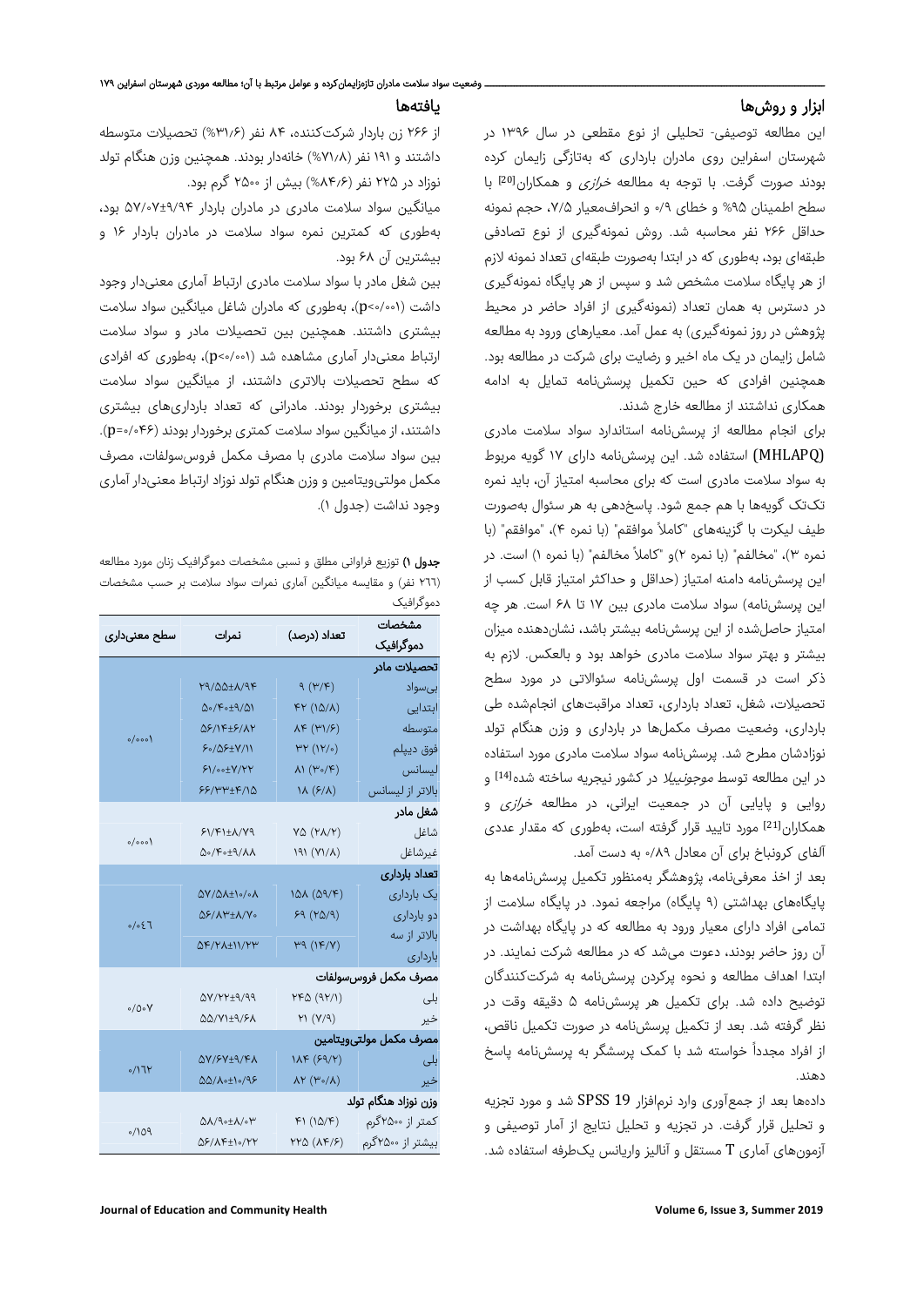## ابزار و روش‌ها

این مطالعه توصیفی- تحلیلی از نوع مقطعی در سال ۱۳۹۶ در شهرستان اسفراین روی مادران بارداری که به‌تازگی زایمان کرده بودند صورت گرفت. با توجه به مطالعه *خرازی* و همکاران[20] با سطح اطمینان ۹۵% و خطای ۰/۹ و انحراف‌معیار ۷/۵، حجم نمونه حداقل ۲۶۶ نفر محاسبه شد. روش نمونه‌گیری از نوع تصادفی طبقه‌ای بود، به‌طوری که در ابتدا به‌صورت طبقه‌ای تعداد نمونه لازم از هر پایگاه سلامت مشخص شد و سپس از هر پایگاه نمونه‌گیری در دسترس به همان تعداد (نمونه‌گیری از افراد حاضر در محیط پژوهش در روز نمونه‌گیری) به عمل آمد. معیارهای ورود به مطالعه شامل زایمان در یک ماه اخیر و رضایت برای شرکت در مطالعه بود. همچنین افرادی که حین تکمیل پرسش‌نامه تمایل به ادامه همکاری نداشتند از مطالعه خارج شدند.

برای انجام مطالعه از پرسش‌نامه استاندارد سواد سلامت مادری (MHLAPQ) استفاده شد. این پرسش‌نامه دارای ۱۷ گویه مربوط به سواد سلامت مادری است که برای محاسبه امتیاز آن، باید نمره تک‌تک گویه‌ها با هم جمع شود. پاسخ‌دهی به هر سئوال به‌صورت طیف لیکرت با گزینه‌های "کاملاً موافقم" (با نمره ۴)، "موافقم" (با نمره ۳)، "مخالفم" (با نمره ۲)و "کاملاً مخالفم" (با نمره ۱) است. در این پرسش‌نامه دامنه امتیاز (حداقل و حداکثر امتیاز قابل کسب از این پرسش‌نامه) سواد سلامت مادری بین ۱۷ تا ۶۸ است. هر چه امتیاز حاصل‌شده از این پرسش‌نامه بیشتر باشد، نشان‌دهنده میزان بیشتر و بهتر سواد سلامت مادری خواهد بود و بالعکس. لازم به ذکر است در قسمت اول پرسش‌نامه سئوالاتی در مورد سطح تحصیلات، شغل، تعداد بارداری، تعداد مراقبت‌های انجام‌شده طی بارداری، وضعیت مصرف مکمل‌ها در بارداری و وزن هنگام تولد نوزادشان مطرح شد. پرسش‌نامه سواد سلامت مادری مورد استفاده در این مطالعه توسط *موجونییلا* در کشور نیجریه ساخته شده[14] و روایی و پایایی آن در جمعیت ایرانی، در مطالعه *خرازی* و همکاران[21] مورد تایید قرار گرفته است، به‌طوری که مقدار عددی آلفای کرونباخ برای آن معادل ۰/۸۹ به دست آمد.

بعد از اخذ معرفی‌نامه، پژوهشگر به‌منظور تکمیل پرسش‌نامه‌ها به پایگاه‌های بهداشتی (۹ پایگاه) مراجعه نمود. در پایگاه سلامت از تمامی افراد دارای معیار ورود به مطالعه که در پایگاه بهداشت در آن روز حاضر بودند، دعوت می‌شد که در مطالعه شرکت نمایند. در ابتدا اهداف مطالعه و نحوه پرکردن پرسش‌نامه به شرکت‌کنندگان توضیح داده شد. برای تکمیل هر پرسش‌نامه ۵ دقیقه وقت در نظر گرفته شد. بعد از تکمیل پرسش‌نامه در صورت تکمیل ناقص، از افراد مجدداً خواسته شد با کمک پرسشگر به پرسش‌نامه پاسخ دهند.

داده‌ها بعد از جمع‌آوری وارد نرم‌افزار SPSS 19 شد و مورد تجزیه و تحلیل قرار گرفت. در تجزیه و تحلیل نتایج از آمار توصیفی و آزمون‌های آماری T مستقل و آنالیز واریانس یک‌طرفه استفاده شد.

## یافته‌ها

از ۲۶۶ زن باردار شرکت‌کننده، ۸۴ نفر (۳۱/۶%) تحصیلات متوسطه داشتند و ۱۹۱ نفر (۷۱/۸%) خانه‌دار بودند. همچنین وزن هنگام تولد نوزاد در ۲۲۵ نفر (۸۴/۶%) بیش از ۲۵۰۰ گرم بود.

میانگین سواد سلامت مادری در مادران باردار ۵۷/۰۷±۹/۹۴ بود، به‌طوری که کمترین نمره سواد سلامت در مادران باردار ۱۶ و بیشترین آن ۶۸ بود.

بین شغل مادر با سواد سلامت مادری ارتباط آماری معنی‌دار وجود داشت ($p<0/001$)، به‌طوری که مادران شاغل میانگین سواد سلامت بیشتری داشتند. همچنین بین تحصیلات مادر و سواد سلامت ارتباط معنی‌دار آماری مشاهده شد ($p<0/001$)، به‌طوری که افرادی که سطح تحصیلات بالاتری داشتند، از میانگین سواد سلامت بیشتری برخوردار بودند. مادرانی که تعداد بارداری‌های بیشتری داشتند، از میانگین سواد سلامت کمتری برخوردار بودند ($p=0/046$). بین سواد سلامت مادری با مصرف مکمل فروس‌سولفات، مصرف مکمل مولتی‌ویتامین و وزن هنگام تولد نوزاد ارتباط معنی‌دار آماری وجود نداشت (جدول ۱).

**جدول ۱)** توزیع فراوانی مطلق و نسبی مشخصات دموگرافیک زنان مورد مطالعه (۲۶۶ نفر) و مقایسه میانگین آماری نمرات سواد سلامت بر حسب مشخصات دموگرافیک

| مشخصات دموگرافیک | تعداد (درصد) | نمرات | سطح معنی‌داری |
|---|---|---|---|
| **تحصیلات مادر** | | | |
| بی‌سواد | ۹ (۳/۴) | ۲۹/۵۵±۸/۹۴ | ۰/۰۰۰۱ |
| ابتدایی | ۴۲ (۱۵/۸) | ۵۰/۴۰±۹/۵۱ | |
| متوسطه | ۸۴ (۳۱/۶) | ۵۶/۱۴±۶/۸۲ | |
| فوق دیپلم | ۳۲ (۱۲/۰) | ۶۰/۵۶±۷/۱۱ | |
| لیسانس | ۸۱ (۳۰/۴) | ۶۱/۰۰±۷/۲۲ | |
| بالاتر از لیسانس | ۱۸ (۶/۸) | ۶۶/۳۳±۴/۱۵ | |
| **شغل مادر** | | | |
| شاغل | ۷۵ (۲۸/۲) | ۶۱/۴۱±۸/۷۹ | ۰/۰۰۰۱ |
| غیرشاغل | ۱۹۱ (۷۱/۸) | ۵۰/۴۰±۹/۸۸ | |
| **تعداد بارداری** | | | |
| یک بارداری | ۱۵۸ (۵۹/۴) | ۵۷/۵۸±۱۰/۰۸ | ۰/۰٤٦ |
| دو بارداری | ۶۹ (۲۵/۹) | ۵۶/۸۳±۸/۷۰ | |
| بالاتر از سه بارداری | ۳۹ (۱۴/۷) | ۵۴/۲۸±۱۱/۲۳ | |
| **مصرف مکمل فروس‌سولفات** | | | |
| بلی | ۲۴۵ (۹۲/۱) | ۵۷/۲۲±۹/۹۹ | ۰/۵۰۷ |
| خیر | ۲۱ (۷/۹) | ۵۵/۷۱±۹/۶۸ | |
| **مصرف مکمل مولتی‌ویتامین** | | | |
| بلی | ۱۸۴ (۶۹/۲) | ۵۷/۶۷±۹/۴۸ | ۰/١٦٢ |
| خیر | ۸۲ (۳۰/۸) | ۵۵/۸۰±۱۰/۹۶ | |
| **وزن نوزاد هنگام تولد** | | | |
| کمتر از ۲۵۰۰گرم | ۴۱ (۱۵/۴) | ۵۸/۹۰±۸/۰۳ | ۰/۱۵۹ |
| بیشتر از ۲۵۰۰گرم | ۲۲۵ (۸۴/۶) | ۵۶/۸۴±۱۰/۲۲ | |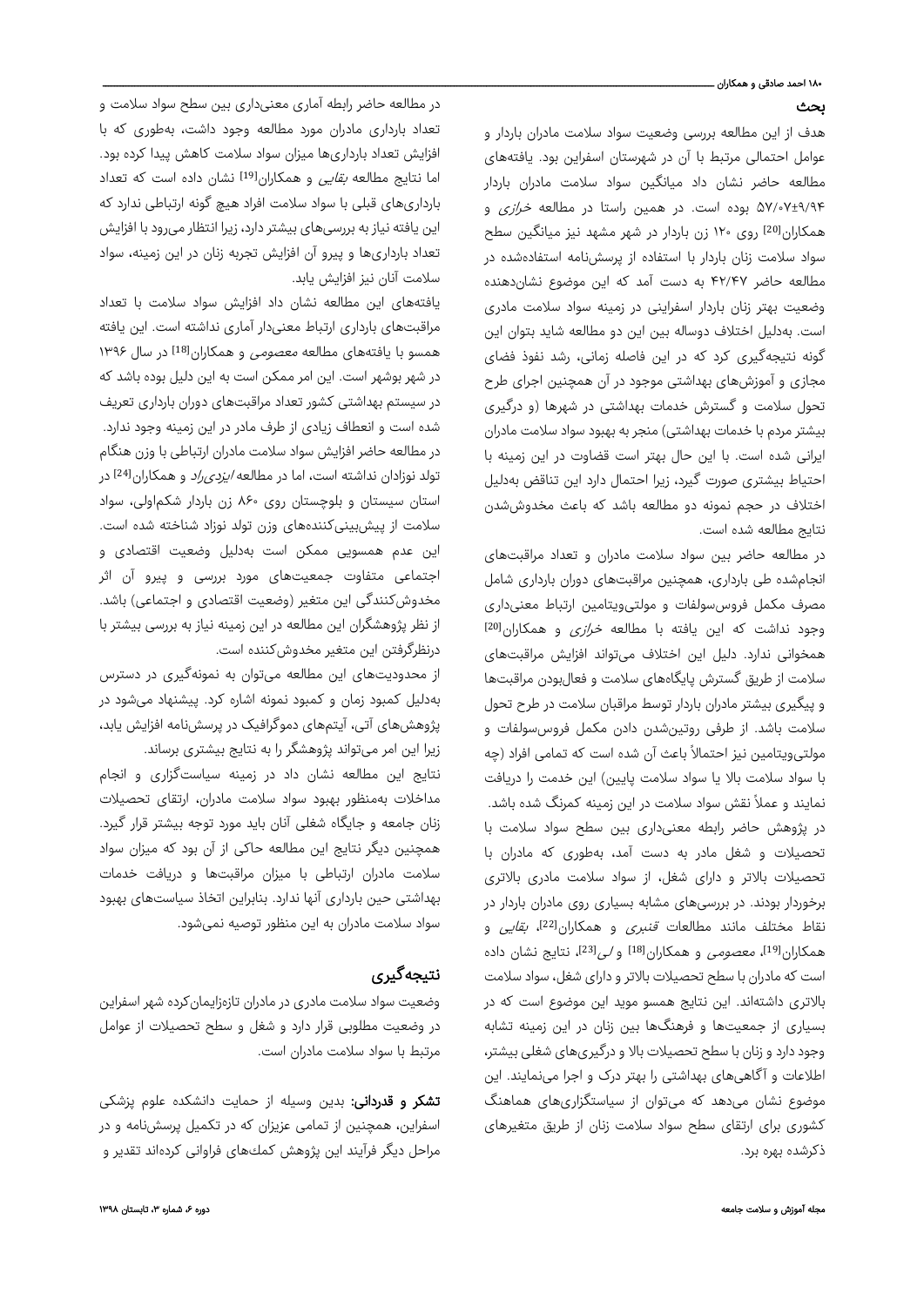## بحث

هدف از این مطالعه بررسی وضعیت سواد سلامت مادران باردار و عوامل احتمالی مرتبط با آن در شهرستان اسفراین بود. یافته‌های مطالعه حاضر نشان داد میانگین سواد سلامت مادران باردار ۵۷/۰۷±۹/۹۴ بوده است. در همین راستا در مطالعه *خرازی* و همکاران[20] روی ۱۲۰ زن باردار در شهر مشهد نیز میانگین سطح سواد سلامت زنان باردار با استفاده از پرسش‌نامه استفاده‌شده در مطالعه حاضر ۴۲/۴۷ به دست آمد که این موضوع نشان‌دهنده وضعیت بهتر زنان باردار اسفراینی در زمینه سواد سلامت مادری است. به‌دلیل اختلاف دوساله بین این دو مطالعه شاید بتوان این گونه نتیجه‌گیری کرد که در این فاصله زمانی، رشد نفوذ فضای مجازی و آموزش‌های بهداشتی موجود در آن همچنین اجرای طرح تحول سلامت و گسترش خدمات بهداشتی در شهرها (و درگیری بیشتر مردم با خدمات بهداشتی) منجر به بهبود سواد سلامت مادران ایرانی شده است. با این حال بهتر است قضاوت در این زمینه با احتیاط بیشتری صورت گیرد، زیرا احتمال دارد این تناقض به‌دلیل اختلاف در حجم نمونه دو مطالعه باشد که باعث مخدوش‌شدن نتایج مطالعه شده است.

در مطالعه حاضر بین سواد سلامت مادران و تعداد مراقبت‌های انجام‌شده طی بارداری، همچنین مراقبت‌های دوران بارداری شامل مصرف مکمل فروس‌سولفات و مولتی‌ویتامین ارتباط معنی‌داری وجود نداشت که این یافته با مطالعه *خرازی* و همکاران[20] همخوانی ندارد. دلیل این اختلاف می‌تواند افزایش مراقبت‌های سلامت از طریق گسترش پایگاه‌های سلامت و فعال‌بودن مراقبت‌ها و پیگیری بیشتر مادران باردار توسط مراقبان سلامت در طرح تحول سلامت باشد. از طرفی روتین‌شدن دادن مکمل فروس‌سولفات و مولتی‌ویتامین نیز احتمالاً باعث آن شده است که تمامی افراد (چه با سواد سلامت بالا یا سواد سلامت پایین) این خدمت را دریافت نمایند و عملاً نقش سواد سلامت در این زمینه کمرنگ شده باشد.

در پژوهش حاضر رابطه معنی‌داری بین سطح سواد سلامت با تحصیلات و شغل مادر به دست آمد، به‌طوری که مادران با تحصیلات بالاتر و دارای شغل، از سواد سلامت مادری بالاتری برخوردار بودند. در بررسی‌های مشابه بسیاری روی مادران باردار در نقاط مختلف مانند مطالعات *قنبری* و همکاران[22]، *بقایی* و همکاران[19]، *معصومی* و همکاران[18] و *لی*[23]، نتایج نشان داده است که مادران با سطح تحصیلات بالاتر و دارای شغل، سواد سلامت بالاتری داشته‌اند. این نتایج همسو موید این موضوع است که در بسیاری از جمعیت‌ها و فرهنگ‌ها بین زنان در این زمینه تشابه وجود دارد و زنان با سطح تحصیلات بالا و درگیری‌های شغلی بیشتر، اطلاعات و آگاهی‌های بهداشتی را بهتر درک و اجرا می‌نمایند. این موضوع نشان می‌دهد که می‌توان از سیاستگزاری‌های هماهنگ کشوری برای ارتقای سطح سواد سلامت زنان از طریق متغیرهای ذکرشده بهره برد.

در مطالعه حاضر رابطه آماری معنی‌داری بین سطح سواد سلامت و تعداد بارداری مادران مورد مطالعه وجود داشت، به‌طوری که با افزایش تعداد بارداری‌ها میزان سواد سلامت کاهش پیدا کرده بود. اما نتایج مطالعه *بقایی* و همکاران[19] نشان داده است که تعداد بارداری‌های قبلی با سواد سلامت افراد هیچ گونه ارتباطی ندارد که این یافته نیاز به بررسی‌های بیشتر دارد، زیرا انتظار می‌رود با افزایش تعداد بارداری‌ها و پیرو آن افزایش تجربه زنان در این زمینه، سواد سلامت آنان نیز افزایش یابد.

یافته‌های این مطالعه نشان داد افزایش سواد سلامت با تعداد مراقبت‌های بارداری ارتباط معنی‌دار آماری نداشته است. این یافته همسو با یافته‌های مطالعه *معصومی* و همکاران[18] در سال ۱۳۹۶ در شهر بوشهر است. این امر ممکن است به این دلیل بوده باشد که در سیستم بهداشتی کشور تعداد مراقبت‌های دوران بارداری تعریف شده است و انعطاف زیادی از طرف مادر در این زمینه وجود ندارد.

در مطالعه حاضر افزایش سواد سلامت مادران ارتباطی با وزن هنگام تولد نوزادان نداشته است، اما در مطالعه *ایزدی‌راد* و همکاران[24] در استان سیستان و بلوچستان روی ۸۶۰ زن باردار شکم‌اولی، سواد سلامت از پیش‌بینی‌کننده‌های وزن تولد نوزاد شناخته شده است. این عدم همسویی ممکن است به‌دلیل وضعیت اقتصادی و اجتماعی متفاوت جمعیت‌های مورد بررسی و پیرو آن اثر مخدوش‌کنندگی این متغیر (وضعیت اقتصادی و اجتماعی) باشد. از نظر پژوهشگران این مطالعه در این زمینه نیاز به بررسی بیشتر با درنظرگرفتن این متغیر مخدوش‌کننده است.

از محدودیت‌های این مطالعه می‌توان به نمونه‌گیری در دسترس به‌دلیل کمبود زمان و کمبود نمونه اشاره کرد. پیشنهاد می‌شود در پژوهش‌های آتی، آیتم‌های دموگرافیک در پرسش‌نامه افزایش یابد، زیرا این امر می‌تواند پژوهشگر را به نتایج بیشتری برساند.

نتایج این مطالعه نشان داد در زمینه سیاست‌گزاری و انجام مداخلات به‌منظور بهبود سواد سلامت مادران، ارتقای تحصیلات زنان جامعه و جایگاه شغلی آنان باید مورد توجه بیشتر قرار گیرد. همچنین دیگر نتایج این مطالعه حاکی از آن بود که میزان سواد سلامت مادران ارتباطی با میزان مراقبت‌ها و دریافت خدمات بهداشتی حین بارداری آنها ندارد. بنابراین اتخاذ سیاست‌های بهبود سواد سلامت مادران به این منظور توصیه نمی‌شود.

## نتیجه‌گیری

وضعیت سواد سلامت مادری در مادران تازه‌زایمان‌کرده شهر اسفراین در وضعیت مطلوبی قرار دارد و شغل و سطح تحصیلات از عوامل مرتبط با سواد سلامت مادران است.

**تشکر و قدردانی:** بدین وسیله از حمایت دانشکده علوم پزشکی اسفراین، همچنین از تمامی عزیزان که در تکمیل پرسش‌نامه و در مراحل دیگر فرآیند این پژوهش کمک‌های فراوانی کرده‌اند تقدیر و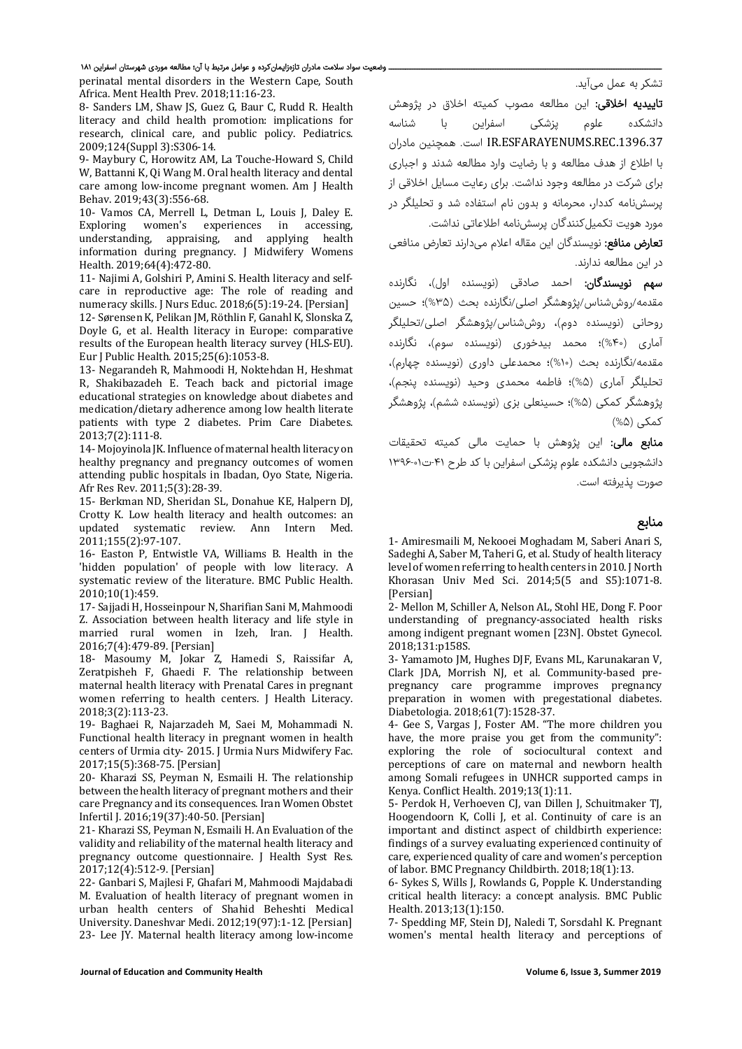تشکر به عمل می‌آید.

**تاییدیه اخلاقی:** این مطالعه مصوب کمیته اخلاق در پژوهش دانشکده علوم پزشکی اسفراین با شناسه IR.ESFARAYENUMS.REC.1396.37 است. همچنین مادران با اطلاع از هدف مطالعه و با رضایت وارد مطالعه شدند و اجباری برای شرکت در مطالعه وجود نداشت. برای رعایت مسایل اخلاقی از پرسش‌نامه کددار، محرمانه و بدون نام استفاده شد و تحلیلگر در مورد هویت تکمیل‌کنندگان پرسش‌نامه اطلاعاتی نداشت.

**تعارض منافع:** نویسندگان این مقاله اعلام می‌دارند تعارض منافعی در این مطالعه ندارند.

**سهم نویسندگان:** احمد صادقی (نویسنده اول)، نگارنده مقدمه/روش‌شناس/پژوهشگر اصلی/نگارنده بحث (۳۵%)؛ حسین روحانی (نویسنده دوم)، روش‌شناس/پژوهشگر اصلی/تحلیلگر آماری (۴۰%)؛ محمد بیدخوری (نویسنده سوم)، نگارنده مقدمه/نگارنده بحث (۱۰%)؛ محمدعلی داوری (نویسنده چهارم)، تحلیلگر آماری (۵%)؛ فاطمه محمدی وحید (نویسنده پنجم)، پژوهشگر کمکی (۵%)؛ حسینعلی بزی (نویسنده ششم)، پژوهشگر کمکی (۵%)

**منابع مالی:** این پژوهش با حمایت مالی کمیته تحقیقات دانشجویی دانشکده علوم پزشکی اسفراین با کد طرح ۴۱-ت-۰۱-۱۳۹۶ صورت پذیرفته است.

## منابع

1- Amiresmaili M, Nekooei Moghadam M, Saberi Anari S, Sadeghi A, Saber M, Taheri G, et al. Study of health literacy level of women referring to health centers in 2010. J North Khorasan Univ Med Sci. 2014;5(5 and S5):1071-8. [Persian]

2- Mellon M, Schiller A, Nelson AL, Stohl HE, Dong F. Poor understanding of pregnancy-associated health risks among indigent pregnant women [23N]. Obstet Gynecol. 2018;131:p158S.

3- Yamamoto JM, Hughes DJF, Evans ML, Karunakaran V, Clark JDA, Morrish NJ, et al. Community-based pre-pregnancy care programme improves pregnancy preparation in women with pregestational diabetes. Diabetologia. 2018;61(7):1528-37.

4- Gee S, Vargas J, Foster AM. "The more children you have, the more praise you get from the community": exploring the role of sociocultural context and perceptions of care on maternal and newborn health among Somali refugees in UNHCR supported camps in Kenya. Conflict Health. 2019;13(1):11.

5- Perdok H, Verhoeven CJ, van Dillen J, Schuitmaker TJ, Hoogendoorn K, Colli J, et al. Continuity of care is an important and distinct aspect of childbirth experience: findings of a survey evaluating experienced continuity of care, experienced quality of care and women's perception of labor. BMC Pregnancy Childbirth. 2018;18(1):13.

6- Sykes S, Wills J, Rowlands G, Popple K. Understanding critical health literacy: a concept analysis. BMC Public Health. 2013;13(1):150.

7- Spedding MF, Stein DJ, Naledi T, Sorsdahl K. Pregnant women's mental health literacy and perceptions of perinatal mental disorders in the Western Cape, South Africa. Ment Health Prev. 2018;11:16-23.

8- Sanders LM, Shaw JS, Guez G, Baur C, Rudd R. Health literacy and child health promotion: implications for research, clinical care, and public policy. Pediatrics. 2009;124(Suppl 3):S306-14.

9- Maybury C, Horowitz AM, La Touche-Howard S, Child W, Battanni K, Qi Wang M. Oral health literacy and dental care among low-income pregnant women. Am J Health Behav. 2019;43(3):556-68.

10- Vamos CA, Merrell L, Detman L, Louis J, Daley E. Exploring women's experiences in accessing, understanding, appraising, and applying health information during pregnancy. J Midwifery Womens Health. 2019;64(4):472-80.

11- Najimi A, Golshiri P, Amini S. Health literacy and self-care in reproductive age: The role of reading and numeracy skills. J Nurs Educ. 2018;6(5):19-24. [Persian]

12- Sørensen K, Pelikan JM, Röthlin F, Ganahl K, Slonska Z, Doyle G, et al. Health literacy in Europe: comparative results of the European health literacy survey (HLS-EU). Eur J Public Health. 2015;25(6):1053-8.

13- Negarandeh R, Mahmoodi H, Noktehdan H, Heshmat R, Shakibazadeh E. Teach back and pictorial image educational strategies on knowledge about diabetes and medication/dietary adherence among low health literate patients with type 2 diabetes. Prim Care Diabetes. 2013;7(2):111-8.

14- Mojoyinola JK. Influence of maternal health literacy on healthy pregnancy and pregnancy outcomes of women attending public hospitals in Ibadan, Oyo State, Nigeria. Afr Res Rev. 2011;5(3):28-39.

15- Berkman ND, Sheridan SL, Donahue KE, Halpern DJ, Crotty K. Low health literacy and health outcomes: an updated systematic review. Ann Intern Med. 2011;155(2):97-107.

16- Easton P, Entwistle VA, Williams B. Health in the 'hidden population' of people with low literacy. A systematic review of the literature. BMC Public Health. 2010;10(1):459.

17- Sajjadi H, Hosseinpour N, Sharifian Sani M, Mahmoodi Z. Association between health literacy and life style in married rural women in Izeh, Iran. J Health. 2016;7(4):479-89. [Persian]

18- Masoumy M, Jokar Z, Hamedi S, Raissifar A, Zeratpisheh F, Ghaedi F. The relationship between maternal health literacy with Prenatal Cares in pregnant women referring to health centers. J Health Literacy. 2018;3(2):113-23.

19- Baghaei R, Najarzadeh M, Saei M, Mohammadi N. Functional health literacy in pregnant women in health centers of Urmia city- 2015. J Urmia Nurs Midwifery Fac. 2017;15(5):368-75. [Persian]

20- Kharazi SS, Peyman N, Esmaili H. The relationship between the health literacy of pregnant mothers and their care Pregnancy and its consequences. Iran Women Obstet Infertil J. 2016;19(37):40-50. [Persian]

21- Kharazi SS, Peyman N, Esmaili H. An Evaluation of the validity and reliability of the maternal health literacy and pregnancy outcome questionnaire. J Health Syst Res. 2017;12(4):512-9. [Persian]

22- Ganbari S, Majlesi F, Ghafari M, Mahmoodi Majdabadi M. Evaluation of health literacy of pregnant women in urban health centers of Shahid Beheshti Medical University. Daneshvar Medi. 2012;19(97):1-12. [Persian]

23- Lee JY. Maternal health literacy among low-income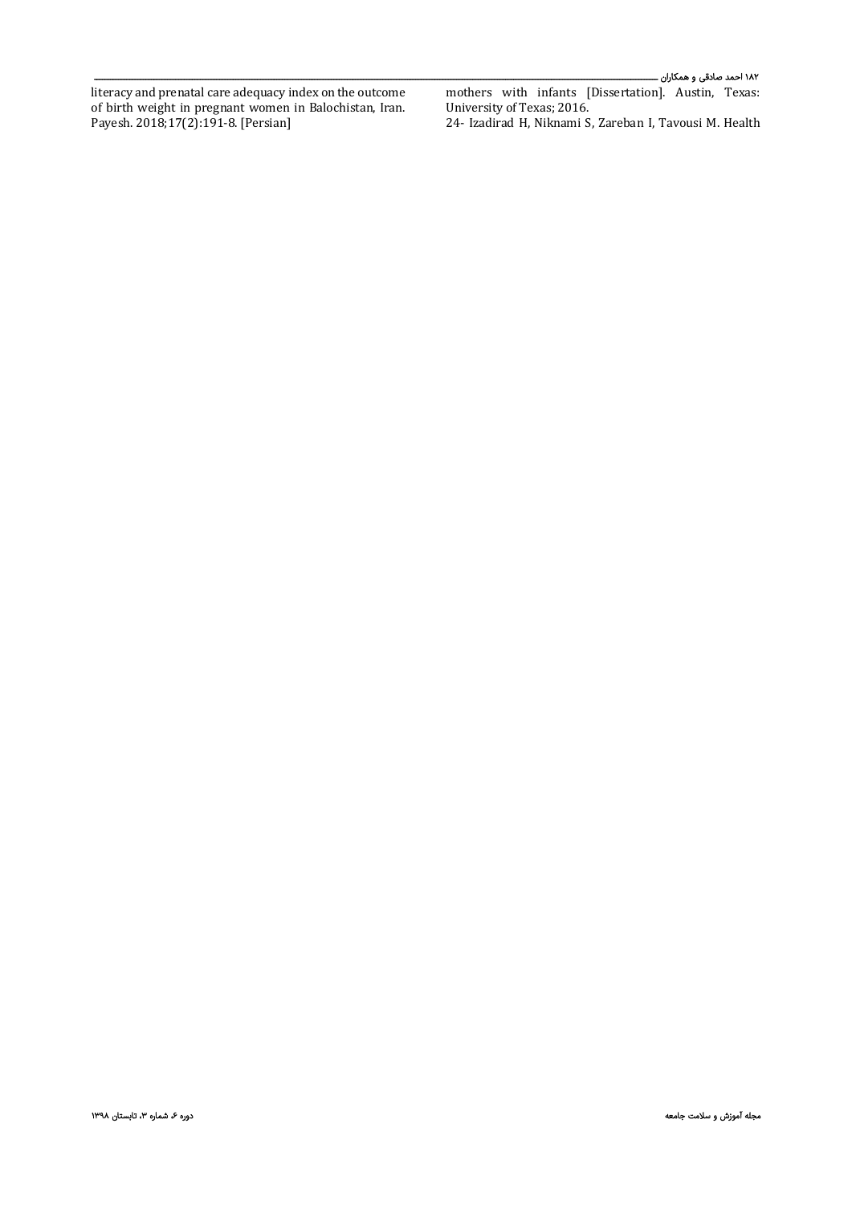literacy and prenatal care adequacy index on the outcome of birth weight in pregnant women in Balochistan, Iran. Payesh. 2018;17(2):191-8. [Persian]

mothers with infants [Dissertation]. Austin, Texas: University of Texas; 2016.

24- Izadirad H, Niknami S, Zareban I, Tavousi M. Health